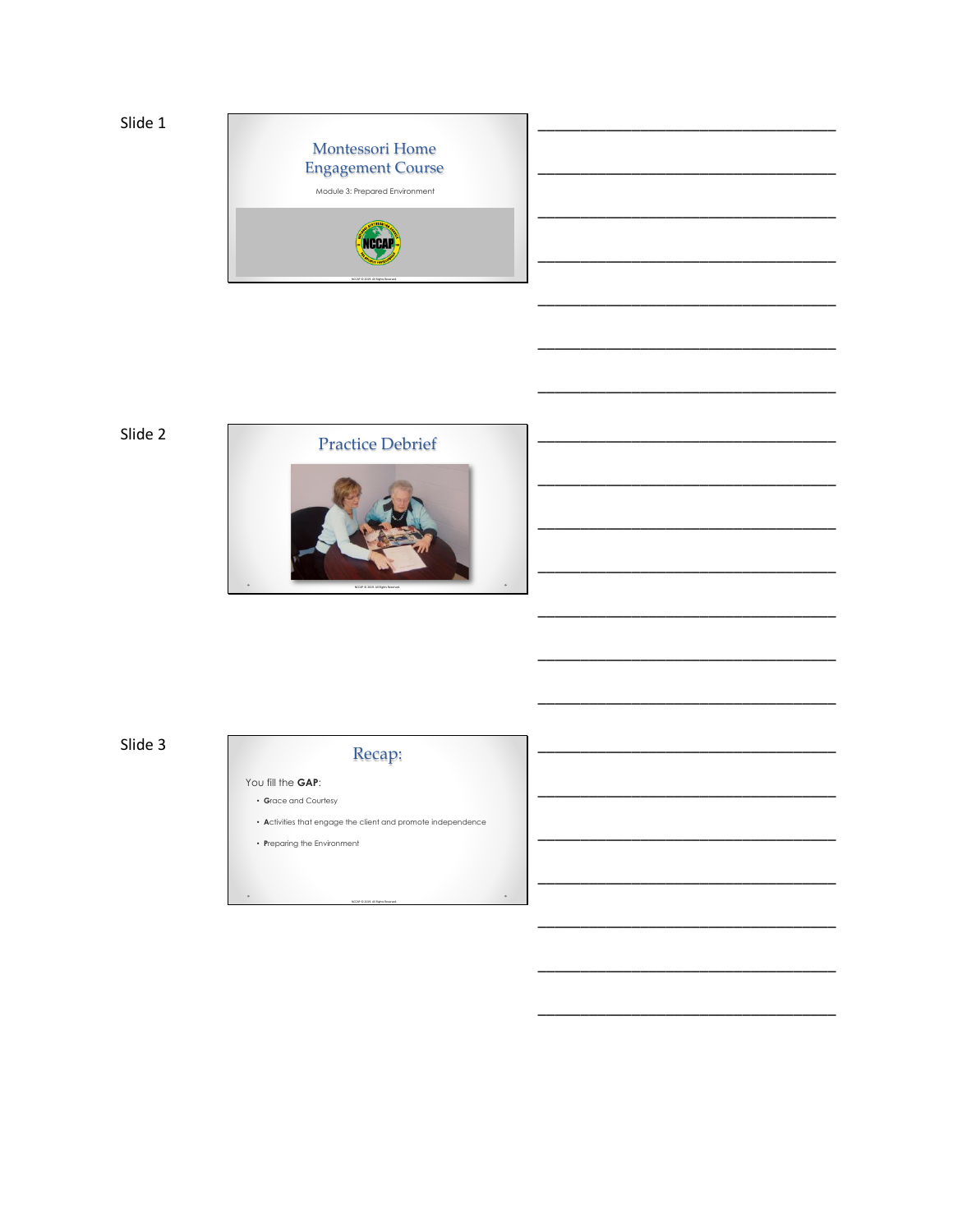Slide 1

# Montessori Home Engagement Course

Module 3: Prepared Environment

NCCAP © 2019. All Rights Reserved.

________________________________

________________________________

________________________________

________________________________

________________________________

________________________________

________________________________

Slide 2

# Practice Debrief

NCCAP © 2019. All Rights Reserved.

________________________________

________________________________

________________________________

________________________________

________________________________

________________________________

________________________________

Slide 3

# Recap:

You fill the **GAP**:

- **G**race and Courtesy
- **A**ctivities that engage the client and promote independence
- **P**reparing the Environment

NCCAP © 2019. All Rights Reserved.

________________________________

________________________________

________________________________

________________________________

________________________________

________________________________

________________________________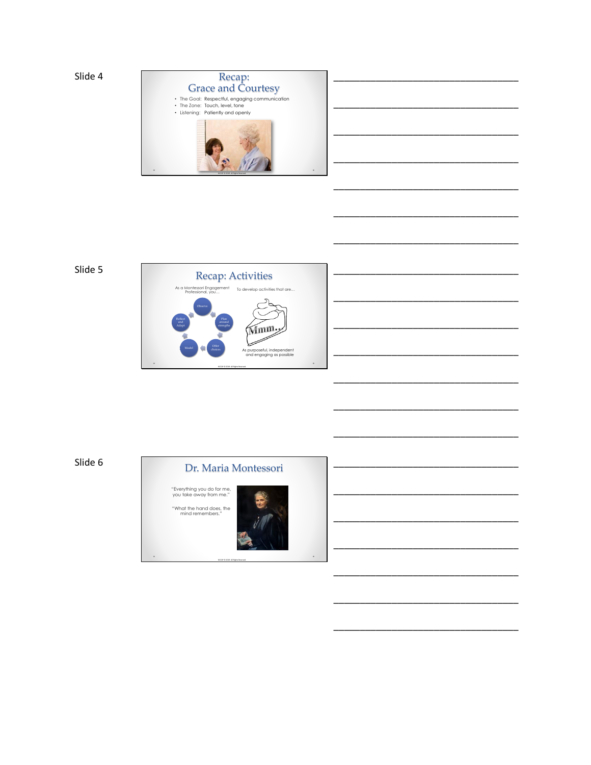Slide 4

## Recap: Grace and Courtesy

- The Goal: Respectful, engaging communication
- The Zone: Touch, level, tone
- Listening: Patiently and openly

Slide 5

## Recap: Activities

As a Montessori Engagement Professional, you…

Observe → Plan around strengths → Offer choices → Model → Reflect and Adapt

To develop activities that are…

Mmm…

As purposeful, independent and engaging as possible

Slide 6

## Dr. Maria Montessori

"Everything you do for me, you take away from me."

"What the hand does, the mind remembers."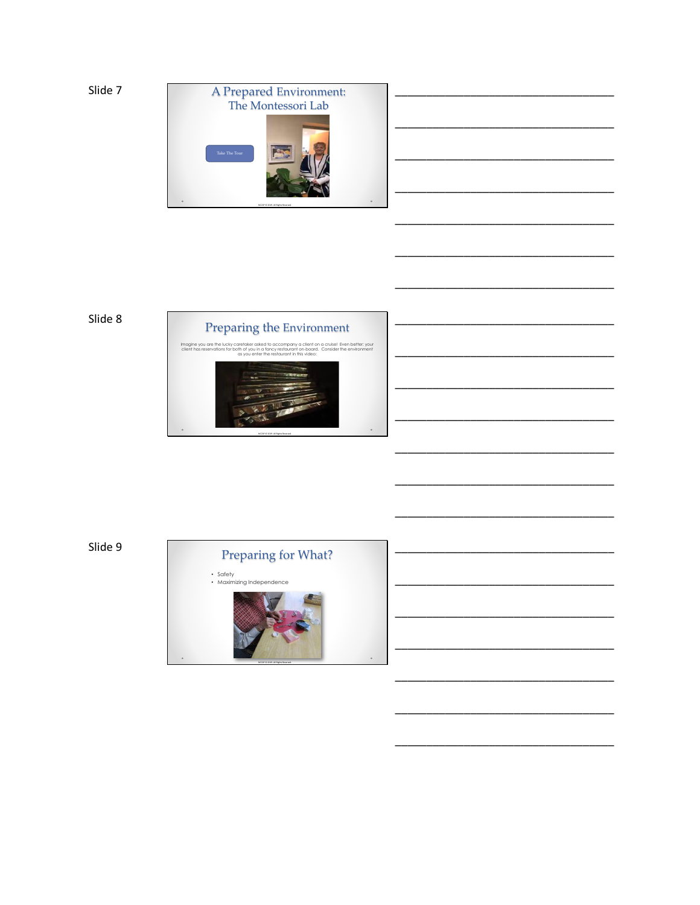Slide 7

## A Prepared Environment: The Montessori Lab

Take The Tour

Slide 8

## Preparing the Environment

Imagine you are the lucky caretaker asked to accompany a client on a cruise! Even better: your client has reservations for both of you in a fancy restaurant on-board. Consider the environment as you enter the restaurant in this video:

Slide 9

## Preparing for What?

- Safety
- Maximizing Independence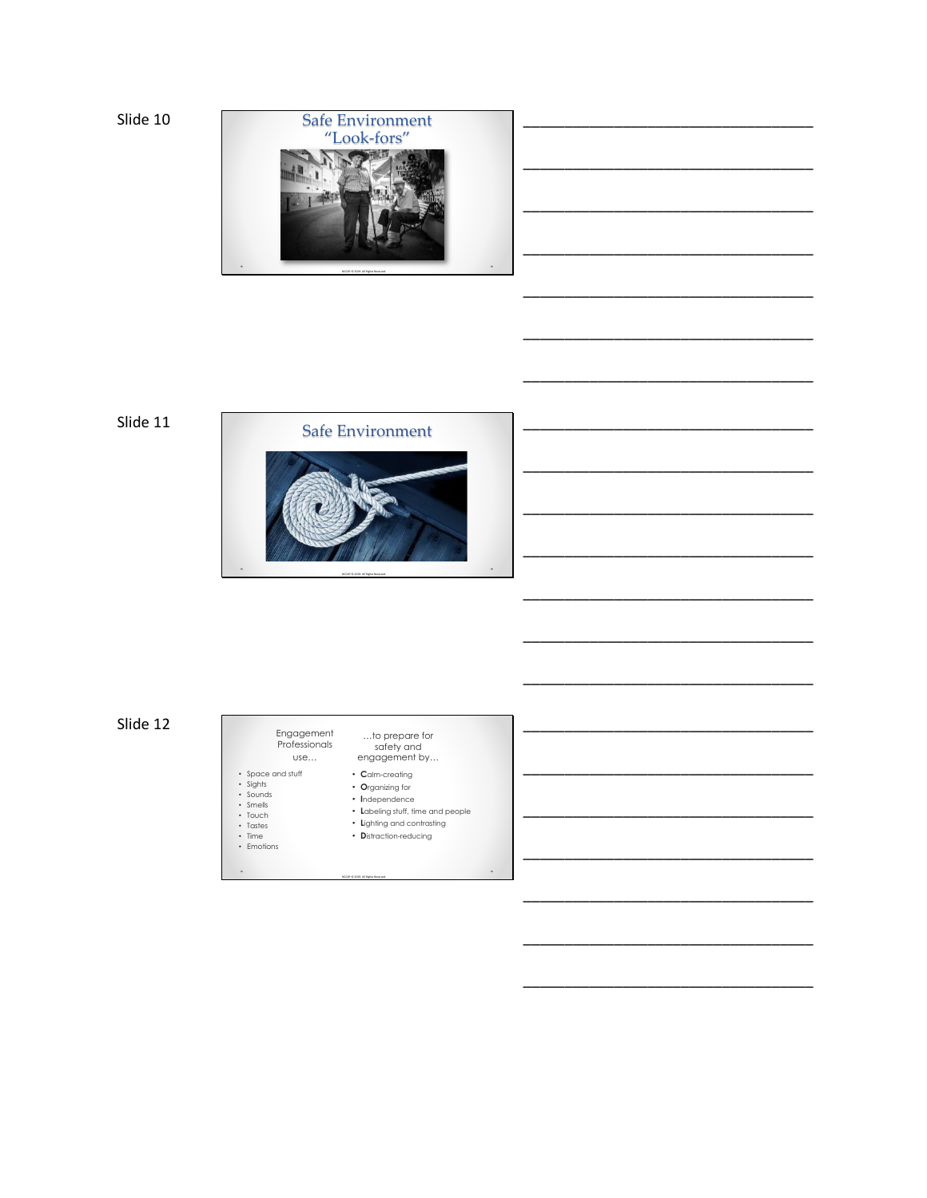Slide 10

## Safe Environment "Look-fors"

NCCAP © 2019. All Rights Reserved.

Slide 11

## Safe Environment

NCCAP © 2019. All Rights Reserved.

Slide 12

Engagement Professionals use…

- Space and stuff
- Sights
- Sounds
- Smells
- Touch
- Tastes
- Time
- Emotions

…to prepare for safety and engagement by…

- **C**alm-creating
- **O**rganizing for
- **I**ndependence
- **L**abeling stuff, time and people
- **L**ighting and contrasting
- **D**istraction-reducing

NCCAP © 2019. All Rights Reserved.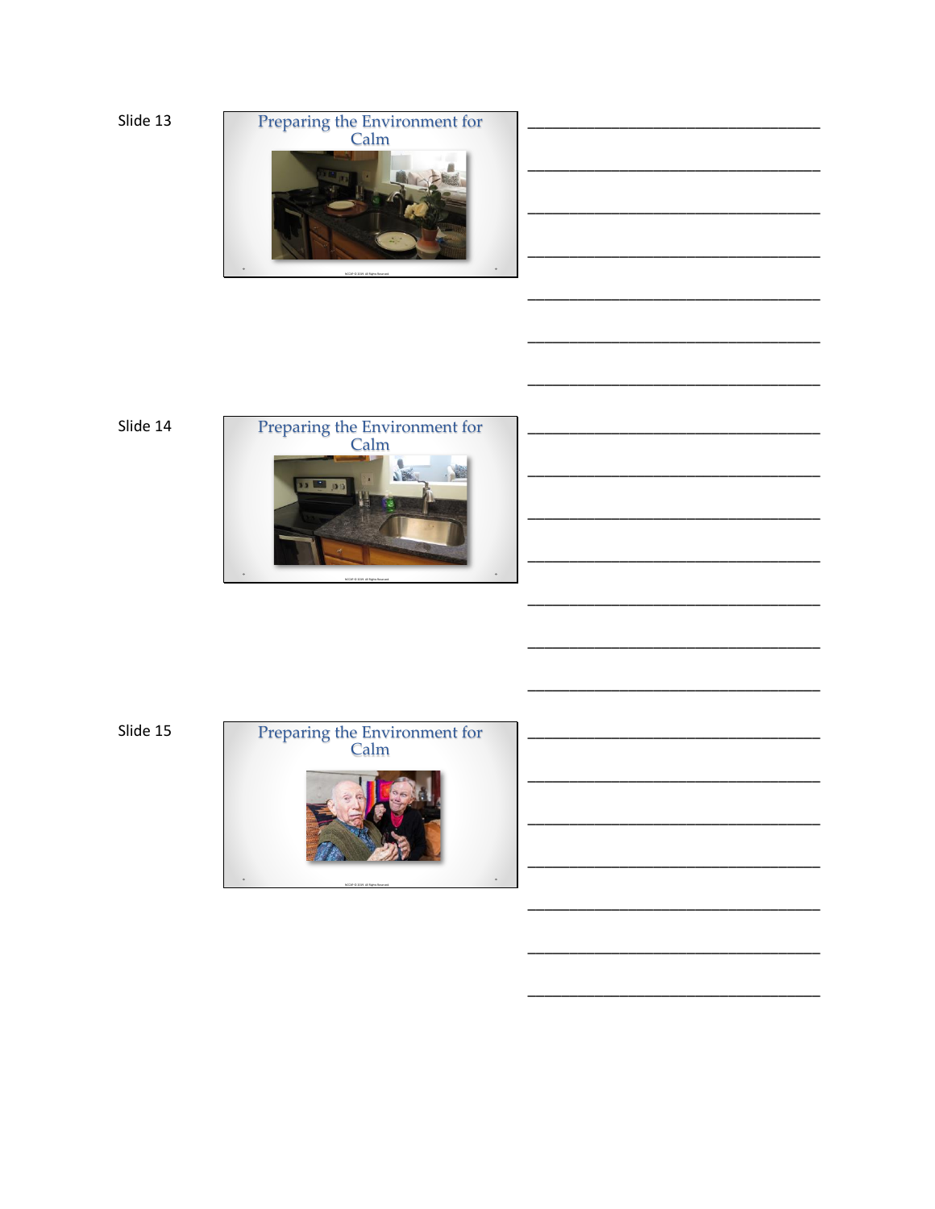Slide 13

Preparing the Environment for Calm

___________________________________

___________________________________

___________________________________

___________________________________

___________________________________

___________________________________

___________________________________

Slide 14

Preparing the Environment for Calm

___________________________________

___________________________________

___________________________________

___________________________________

___________________________________

___________________________________

___________________________________

Slide 15

Preparing the Environment for Calm

___________________________________

___________________________________

___________________________________

___________________________________

___________________________________

___________________________________

___________________________________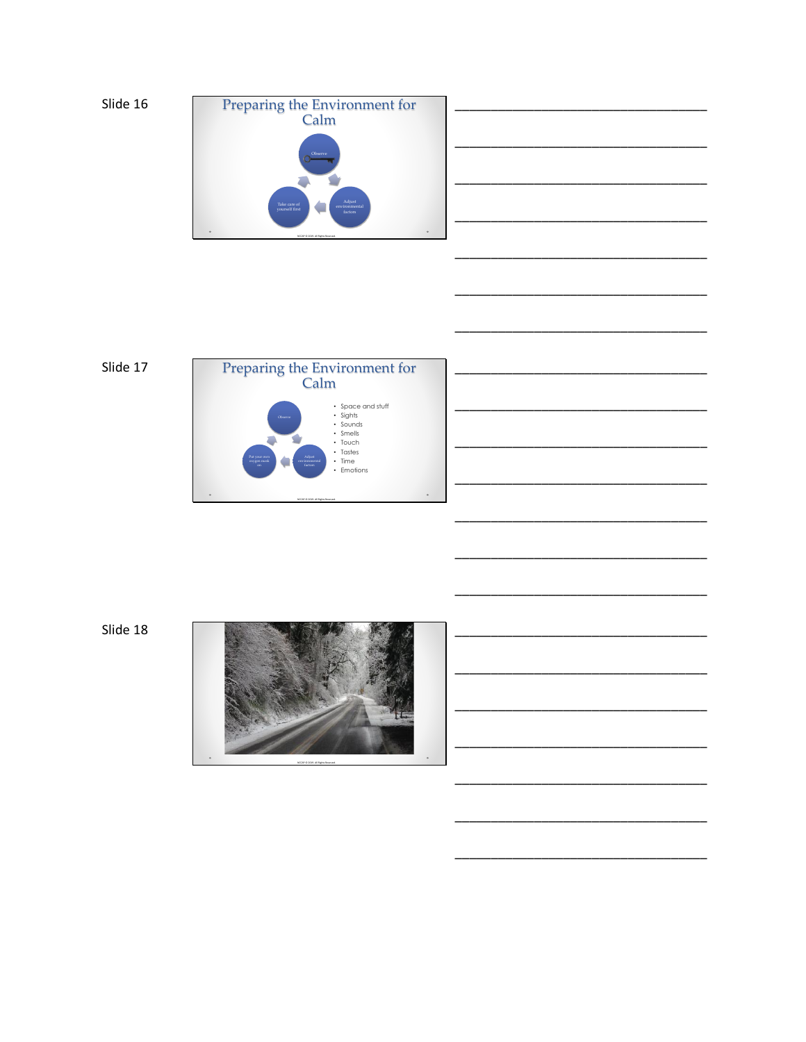Slide 16

## Preparing the Environment for Calm

- Observe
- Adjust environmental factors
- Take care of yourself first

______________________________________

______________________________________

______________________________________

______________________________________

______________________________________

______________________________________

______________________________________

Slide 17

## Preparing the Environment for Calm

- Observe
- Adjust environmental factors
- Put your own oxygen mask on

- Space and stuff
- Sights
- Sounds
- Smells
- Touch
- Tastes
- Time
- Emotions

______________________________________

______________________________________

______________________________________

______________________________________

______________________________________

______________________________________

______________________________________

Slide 18

______________________________________

______________________________________

______________________________________

______________________________________

______________________________________

______________________________________

______________________________________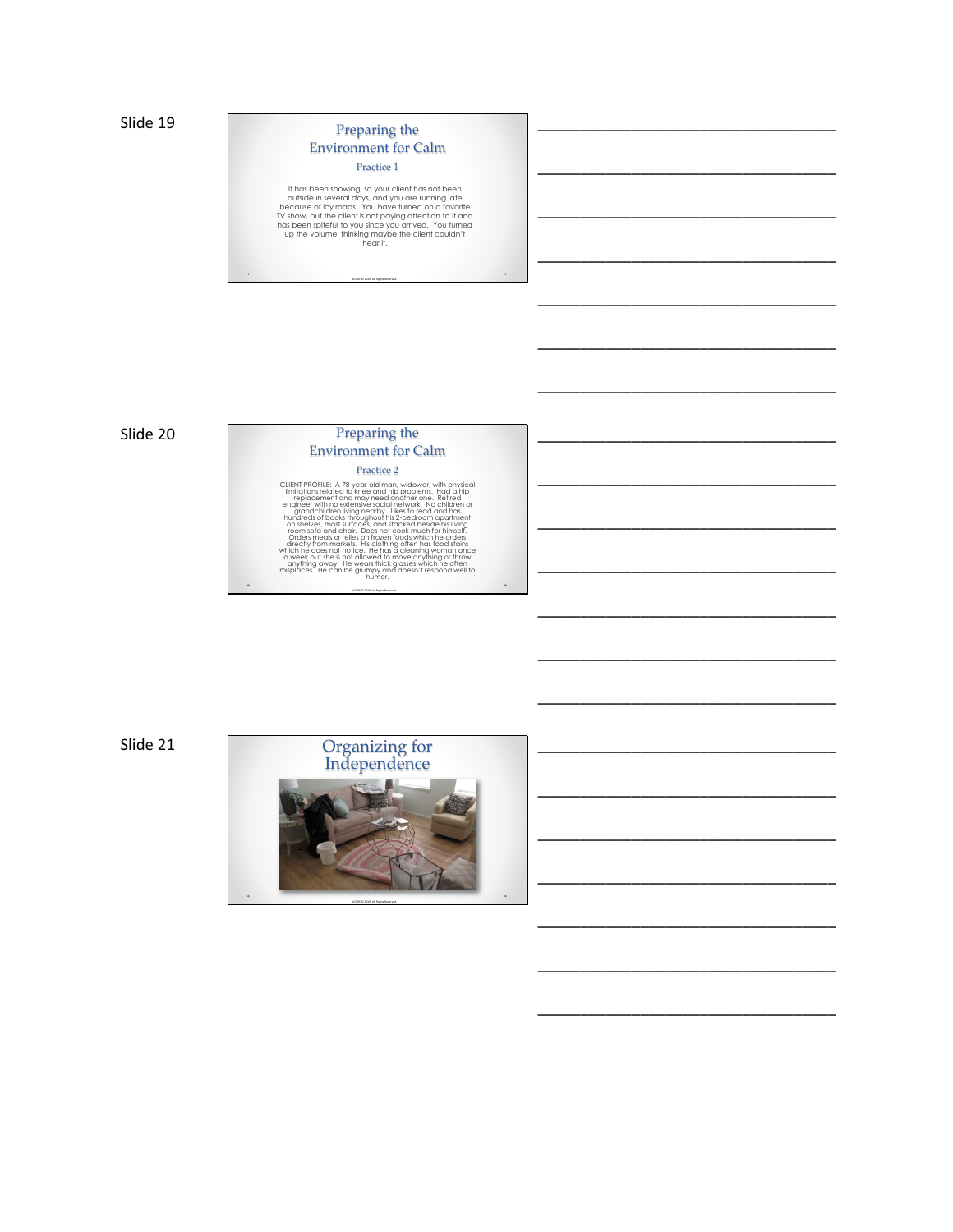Slide 19

## Preparing the Environment for Calm

### Practice 1

It has been snowing, so your client has not been outside in several days, and you are running late because of icy roads. You have turned on a favorite TV show, but the client is not paying attention to it and has been spiteful to you since you arrived. You turned up the volume, thinking maybe the client couldn't hear it.

Slide 20

## Preparing the Environment for Calm

### Practice 2

CLIENT PROFILE: A 78-year-old man, widower, with physical limitations related to knee and hip problems. Had a hip replacement and may need another one. Retired engineer with no extensive social network. No children or grandchildren living nearby. Likes to read and has hundreds of books throughout his 2-bedroom apartment on shelves, most surfaces, and stacked beside his living room sofa and chair. Does not cook much for himself. Orders meals or relies on frozen foods which he orders directly from markets. His clothing often has food stains which he does not notice. He has a cleaning woman once a week but she is not allowed to move anything or throw anything away. He wears thick glasses which he often misplaces. He can be grumpy and doesn't respond well to humor.

Slide 21

## Organizing for Independence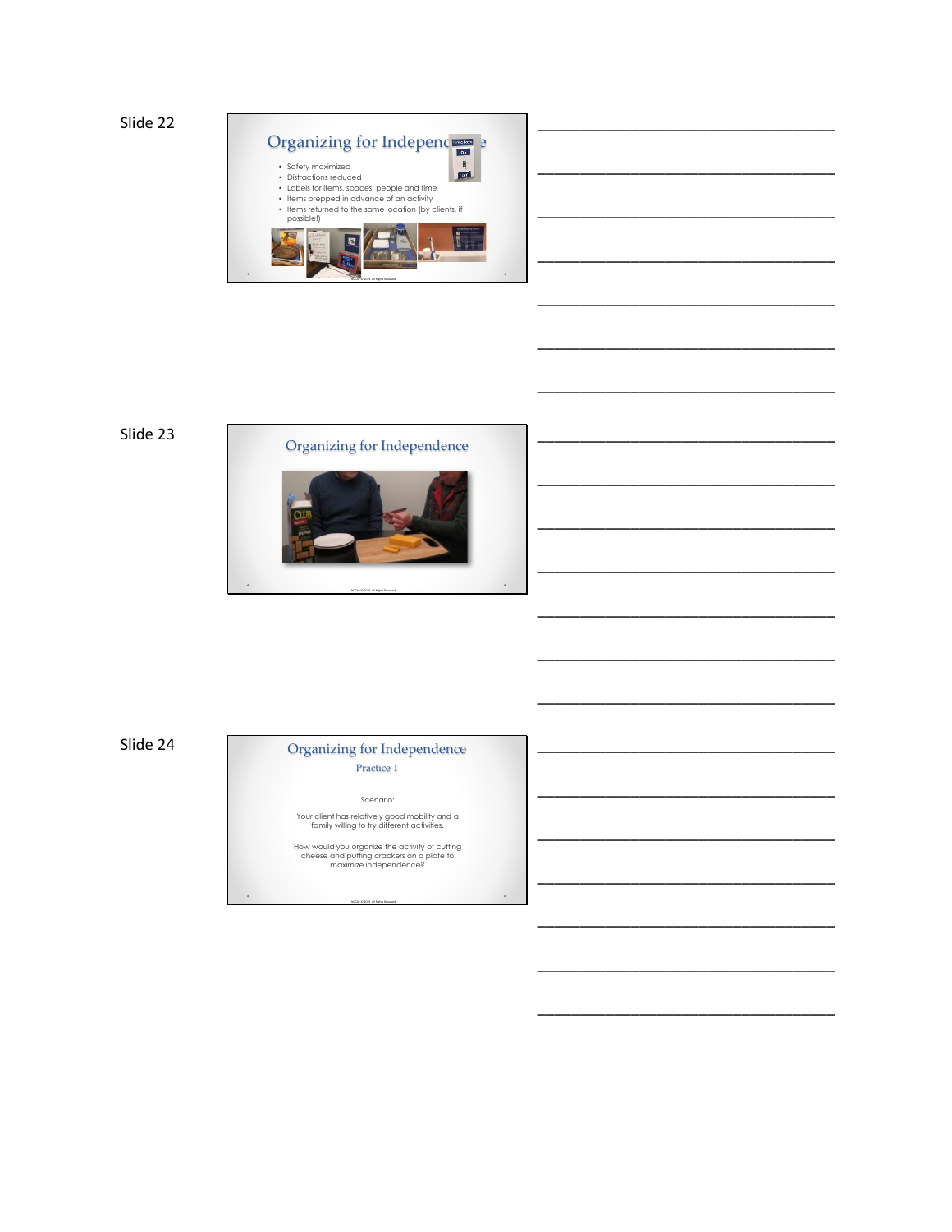Slide 22

## Organizing for Independence

- Safety maximized
- Distractions reduced
- Labels for items, spaces, people and time
- Items prepped in advance of an activity
- Items returned to the same location (by clients, if possible!)

Slide 23

## Organizing for Independence

Slide 24

## Organizing for Independence

### Practice 1

Scenario:

Your client has relatively good mobility and a family willing to try different activities.

How would you organize the activity of cutting cheese and putting crackers on a plate to maximize independence?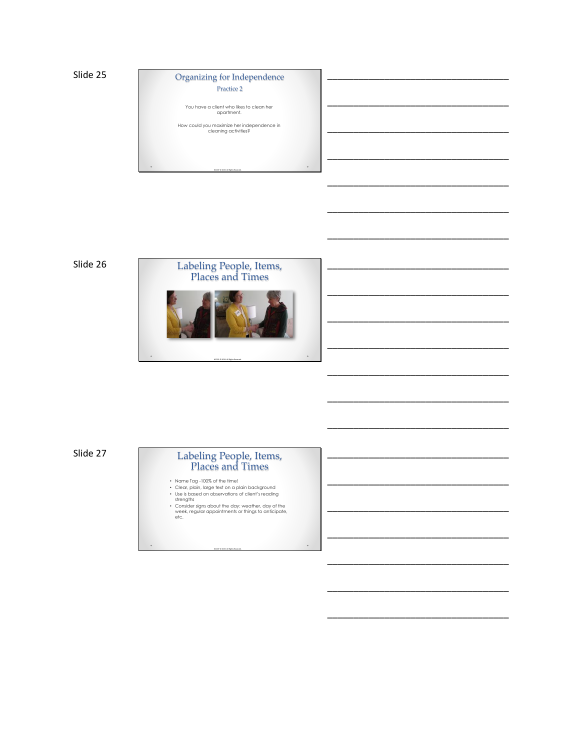Slide 25

## Organizing for Independence

### Practice 2

You have a client who likes to clean her apartment.

How could you maximize her independence in cleaning activities?

Slide 26

## Labeling People, Items, Places and Times

Slide 27

## Labeling People, Items, Places and Times

- Name Tag -100% of the time!
- Clear, plain, large text on a plain background
- Use is based on observations of client's reading strengths
- Consider signs about the day: weather, day of the week, regular appointments or things to anticipate, etc.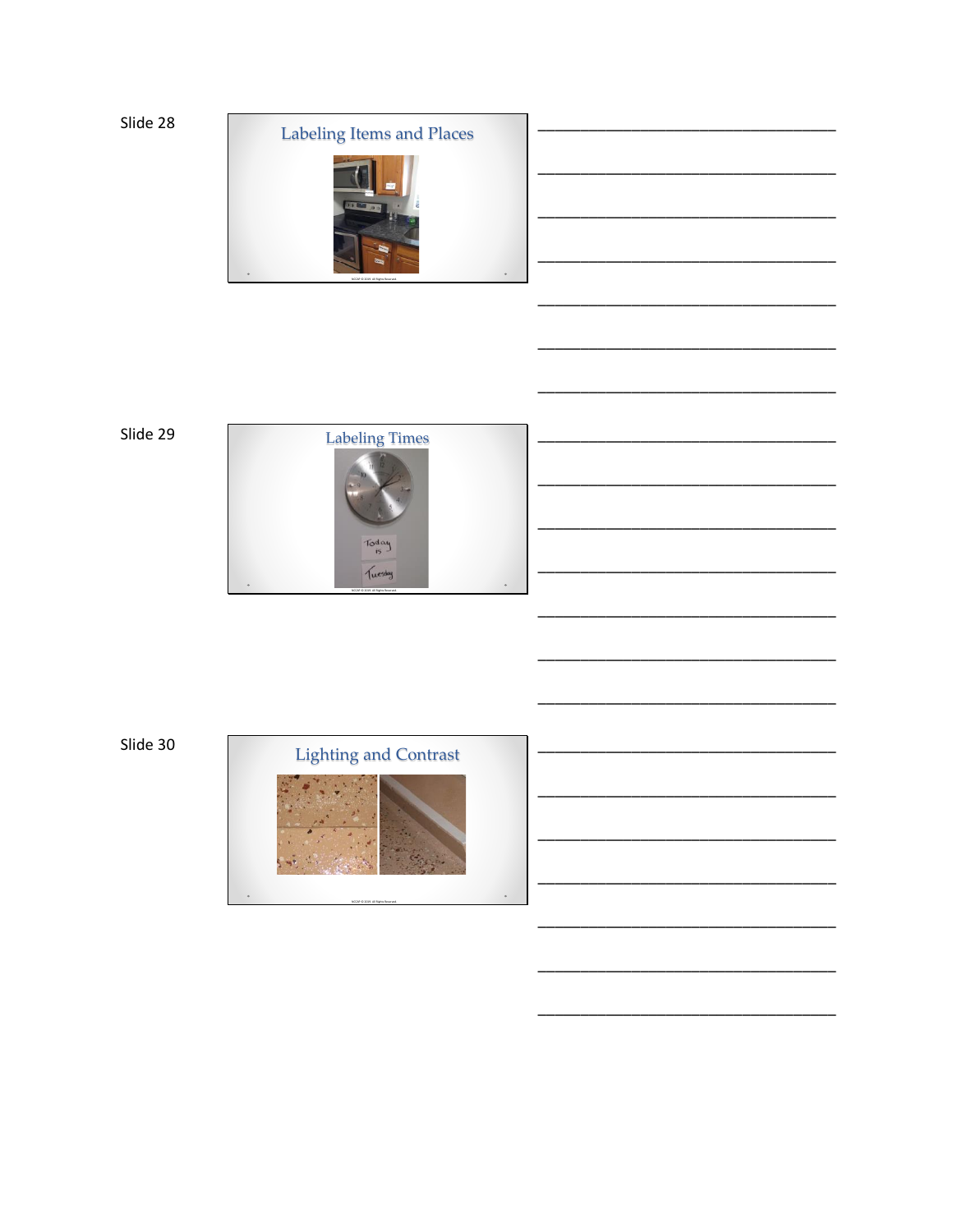Slide 28

Labeling Items and Places

_________________________________

_________________________________

_________________________________

_________________________________

_________________________________

_________________________________

_________________________________

Slide 29

Labeling Times

_________________________________

_________________________________

_________________________________

_________________________________

_________________________________

_________________________________

_________________________________

Slide 30

Lighting and Contrast

_________________________________

_________________________________

_________________________________

_________________________________

_________________________________

_________________________________

_________________________________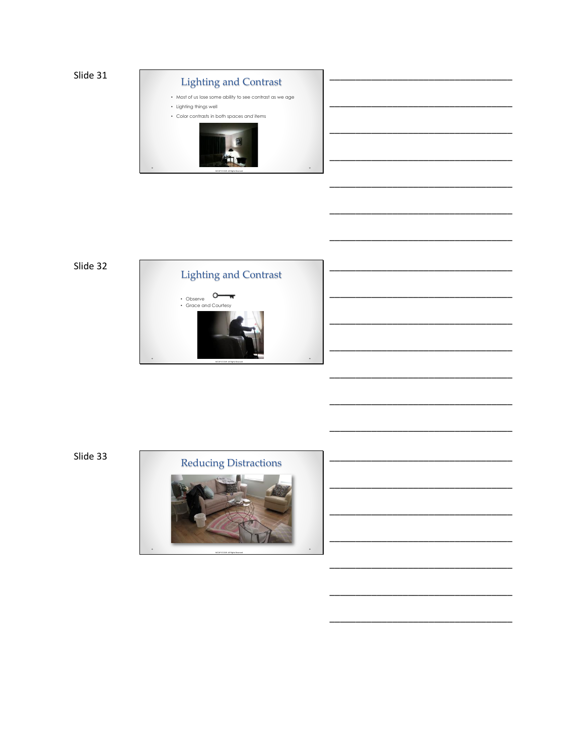Slide 31

## Lighting and Contrast

- Most of us lose some ability to see contrast as we age
- Lighting things well
- Color contrasts in both spaces *and* items

NCCAP © 2019. All Rights Reserved.

Slide 32

## Lighting and Contrast

- Observe
- Grace and Courtesy

NCCAP © 2019. All Rights Reserved.

Slide 33

## Reducing Distractions

NCCAP © 2019. All Rights Reserved.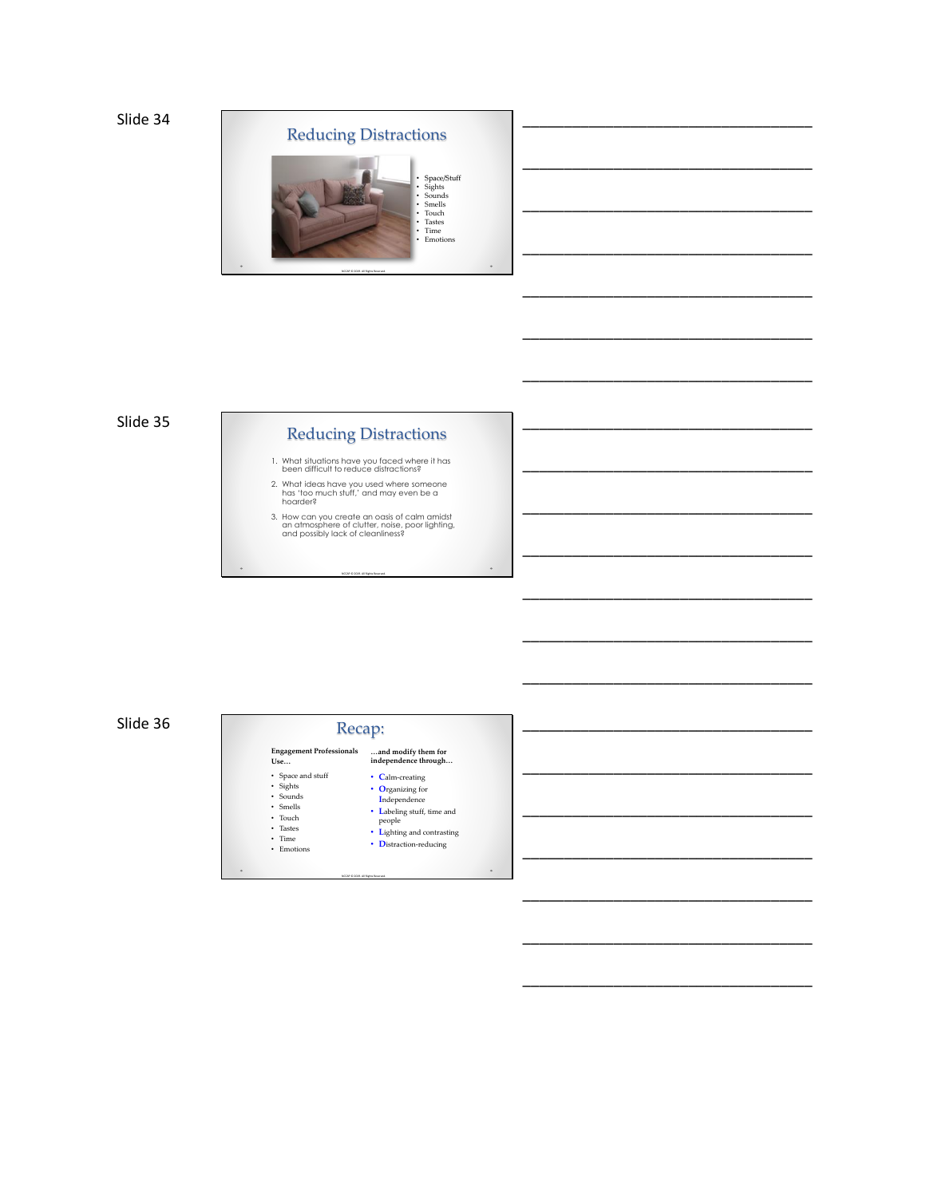Slide 34

## Reducing Distractions

- Space/Stuff
- Sights
- Sounds
- Smells
- Touch
- Tastes
- Time
- Emotions

Slide 35

## Reducing Distractions

1. What situations have you faced where it has been difficult to reduce distractions?
2. What ideas have you used where someone has 'too much stuff,' and may even be a hoarder?
3. How can you create an oasis of calm amidst an atmosphere of clutter, noise, poor lighting, and possibly lack of cleanliness?

Slide 36

## Recap:

**Engagement Professionals Use…**

- Space and stuff
- Sights
- Sounds
- Smells
- Touch
- Tastes
- Time
- Emotions

**…and modify them for independence through…**

- **C**alm-creating
- **O**rganizing for **I**ndependence
- **L**abeling stuff, time and people
- **L**ighting and contrasting
- **D**istraction-reducing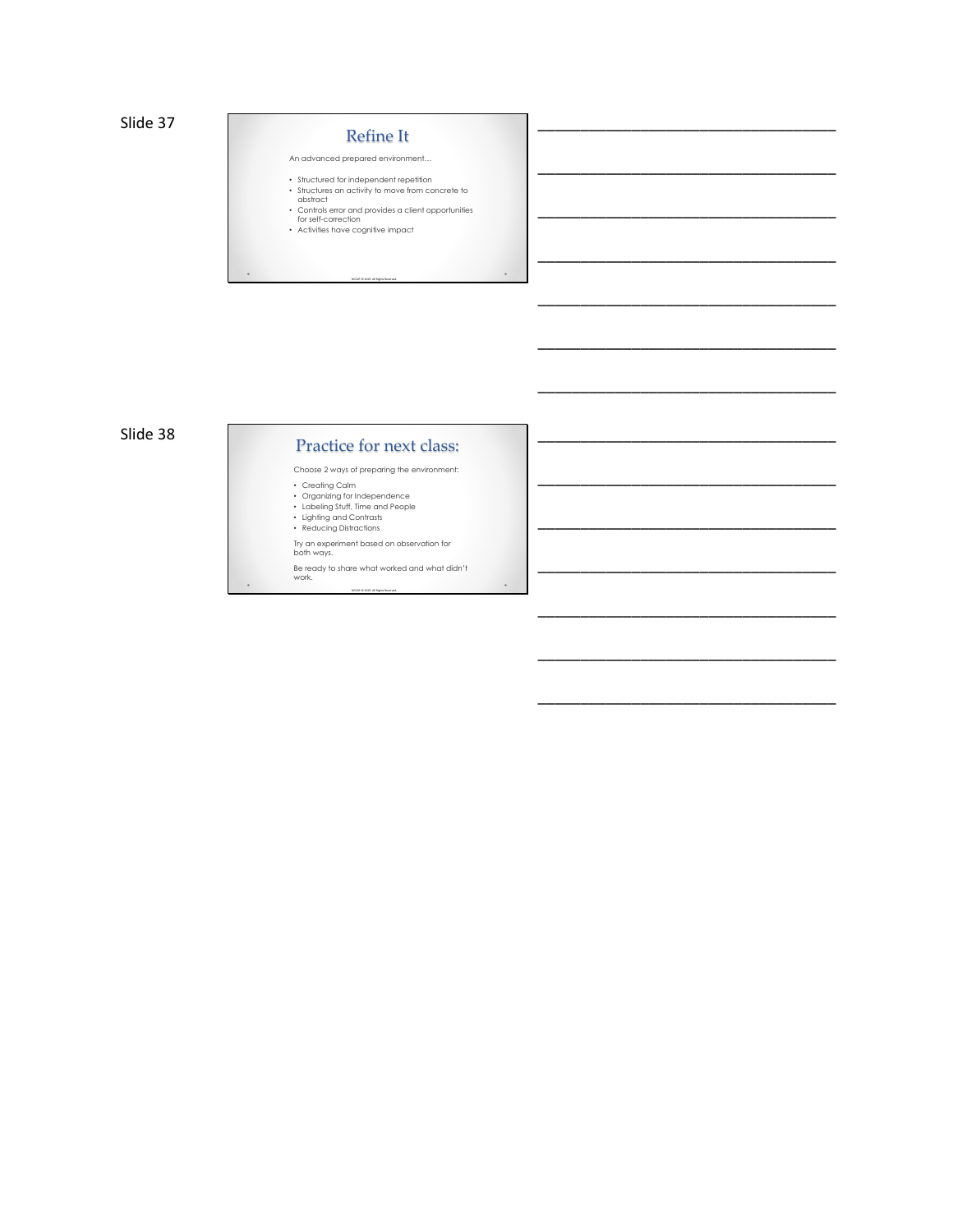Slide 37

## Refine It

An advanced prepared environment…

- Structured for independent repetition
- Structures an activity to move from concrete to abstract
- Controls error and provides a client opportunities for self-correction
- Activities have cognitive impact

NCCAP © 2019. All Rights Reserved.

Slide 38

## Practice for next class:

Choose 2 ways of preparing the environment:

- Creating Calm
- Organizing for Independence
- Labeling Stuff, Time and People
- Lighting and Contrasts
- Reducing Distractions

Try an experiment based on observation for both ways.

Be ready to share what worked and what didn't work.

NCCAP © 2019. All Rights Reserved.